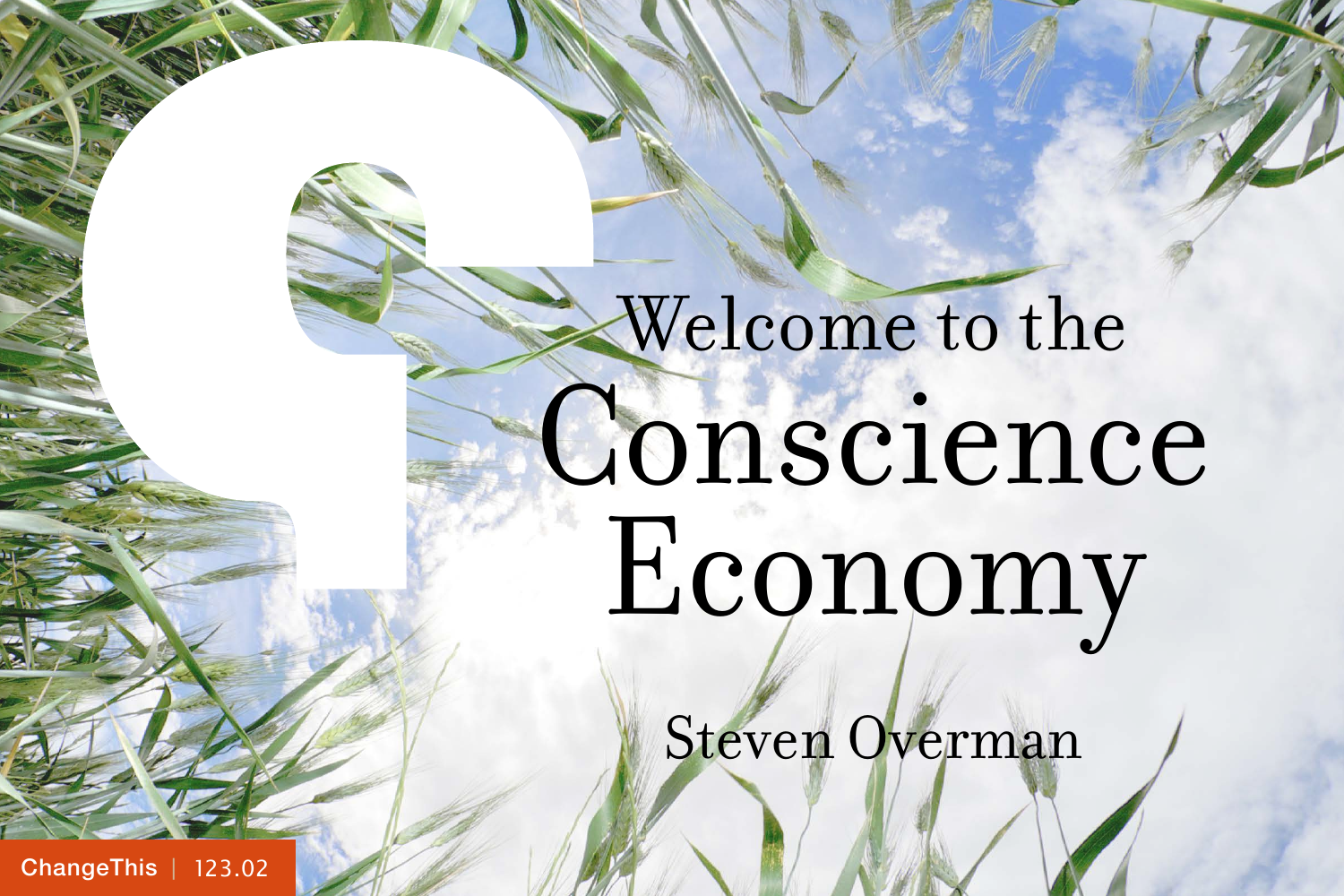# Welcome to the Conscience Economy

Steven Overman

ChangeThis | 123.02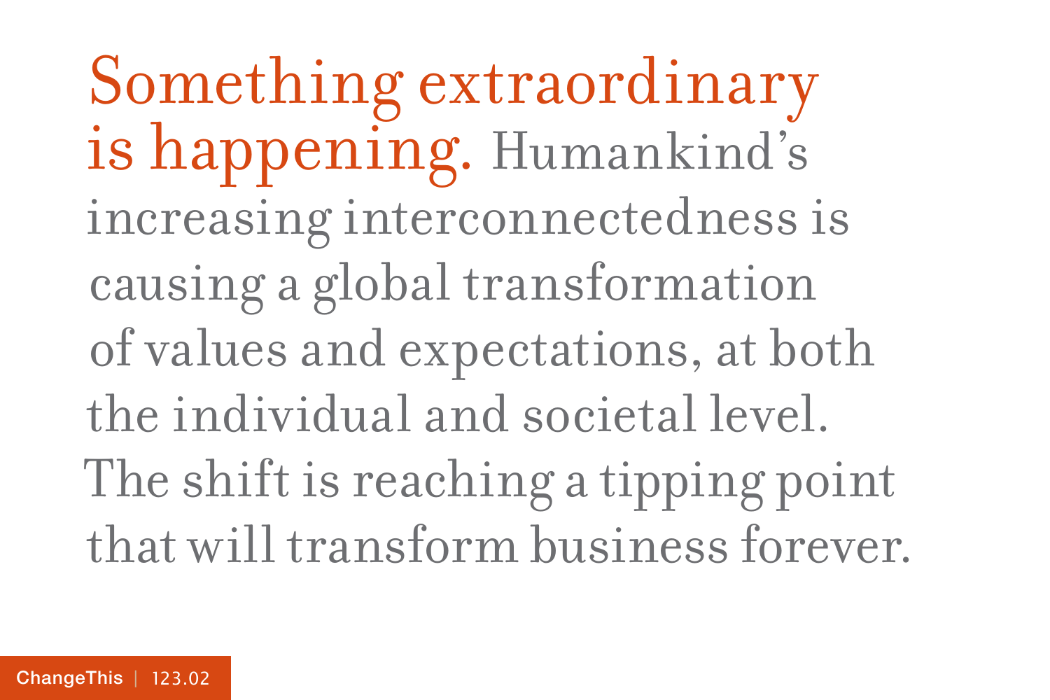**Something extraordinary is happening.** Humankind's increasing interconnectedness is causing a global transformation of values and expectations, at both the individual and societal level. The shift is reaching a tipping point that will transform business forever.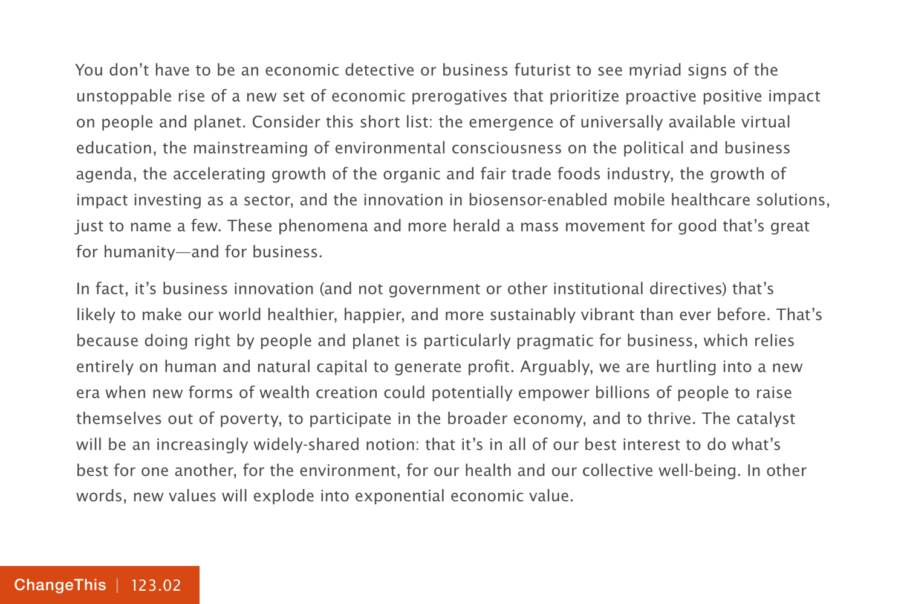You don't have to be an economic detective or business futurist to see myriad signs of the unstoppable rise of a new set of economic prerogatives that prioritize proactive positive impact on people and planet. Consider this short list: the emergence of universally available virtual education, the mainstreaming of environmental consciousness on the political and business agenda, the accelerating growth of the organic and fair trade foods industry, the growth of impact investing as a sector, and the innovation in biosensor-enabled mobile healthcare solutions, just to name a few. These phenomena and more herald a mass movement for good that's great for humanity—and for business.

In fact, it's business innovation (and not government or other institutional directives) that's likely to make our world healthier, happier, and more sustainably vibrant than ever before. That's because doing right by people and planet is particularly pragmatic for business, which relies entirely on human and natural capital to generate profit. Arguably, we are hurtling into a new era when new forms of wealth creation could potentially empower billions of people to raise themselves out of poverty, to participate in the broader economy, and to thrive. The catalyst will be an increasingly widely-shared notion: that it's in all of our best interest to do what's best for one another, for the environment, for our health and our collective well-being. In other words, new values will explode into exponential economic value.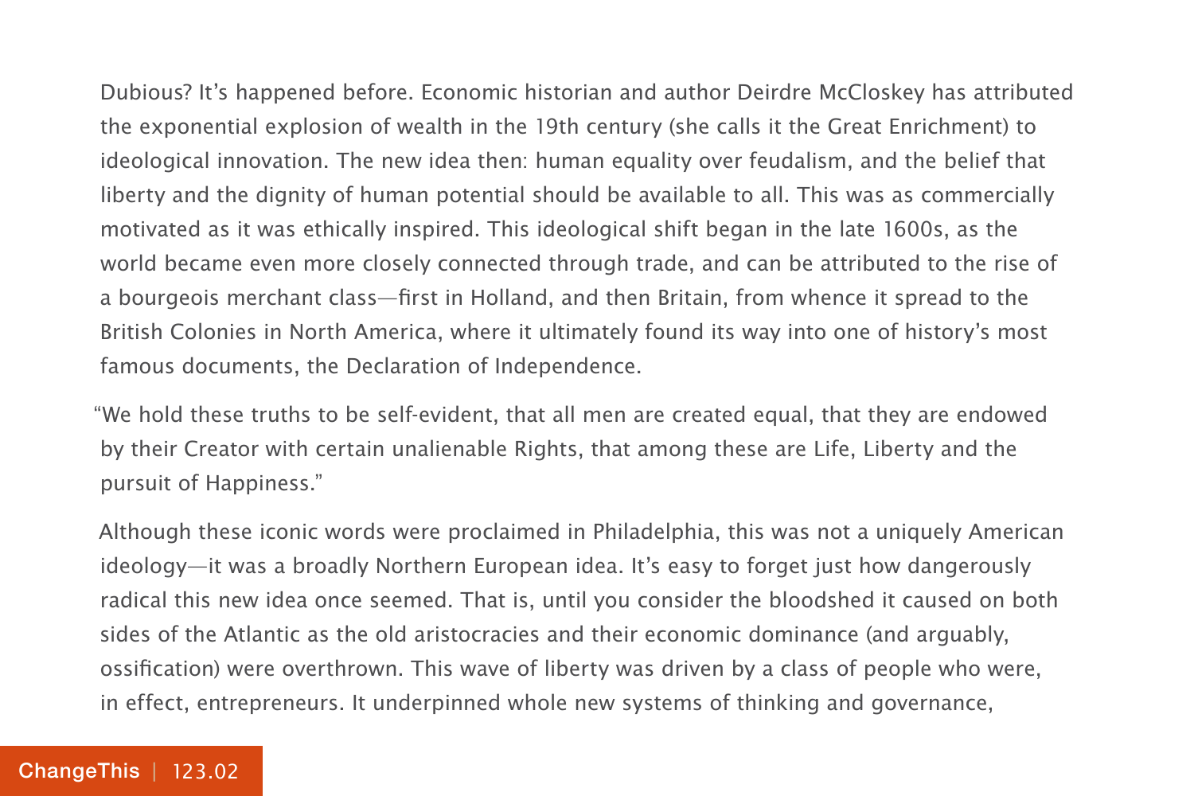Dubious? It's happened before. Economic historian and author Deirdre McCloskey has attributed the exponential explosion of wealth in the 19th century (she calls it the Great Enrichment) to ideological innovation. The new idea then: human equality over feudalism, and the belief that liberty and the dignity of human potential should be available to all. This was as commercially motivated as it was ethically inspired. This ideological shift began in the late 1600s, as the world became even more closely connected through trade, and can be attributed to the rise of a bourgeois merchant class—first in Holland, and then Britain, from whence it spread to the British Colonies in North America, where it ultimately found its way into one of history's most famous documents, the Declaration of Independence.

"We hold these truths to be self-evident, that all men are created equal, that they are endowed by their Creator with certain unalienable Rights, that among these are Life, Liberty and the pursuit of Happiness."

Although these iconic words were proclaimed in Philadelphia, this was not a uniquely American ideology—it was a broadly Northern European idea. It's easy to forget just how dangerously radical this new idea once seemed. That is, until you consider the bloodshed it caused on both sides of the Atlantic as the old aristocracies and their economic dominance (and arguably, ossification) were overthrown. This wave of liberty was driven by a class of people who were, in effect, entrepreneurs. It underpinned whole new systems of thinking and governance,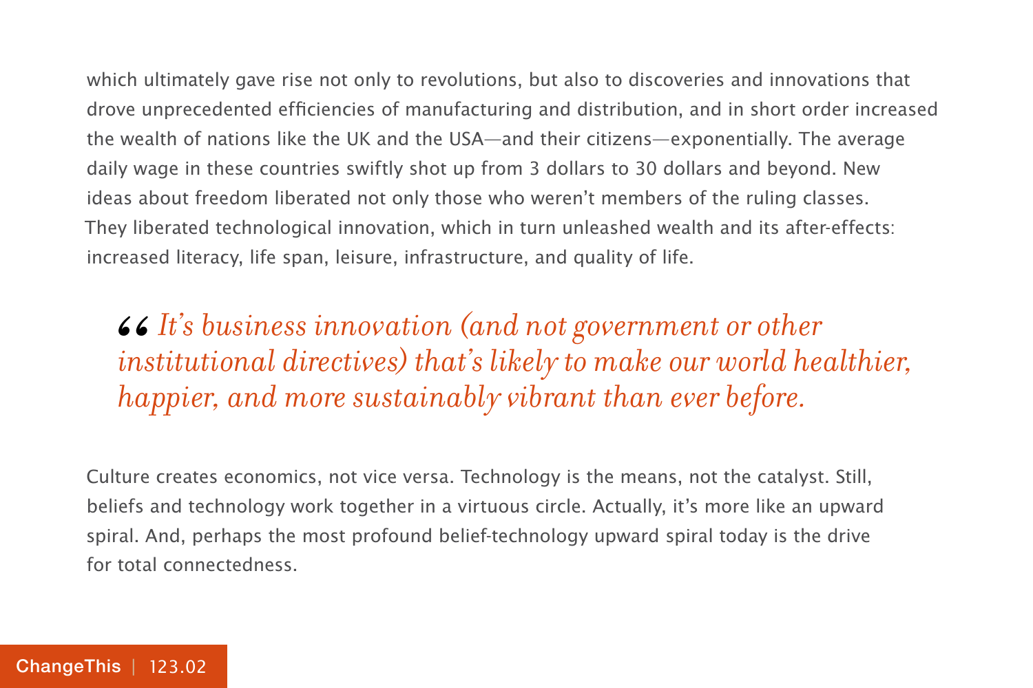which ultimately gave rise not only to revolutions, but also to discoveries and innovations that drove unprecedented efficiencies of manufacturing and distribution, and in short order increased the wealth of nations like the UK and the USA—and their citizens—exponentially. The average daily wage in these countries swiftly shot up from 3 dollars to 30 dollars and beyond. New ideas about freedom liberated not only those who weren't members of the ruling classes. They liberated technological innovation, which in turn unleashed wealth and its after-effects: increased literacy, life span, leisure, infrastructure, and quality of life.

> *“It's business innovation (and not government or other institutional directives) that's likely to make our world healthier, happier, and more sustainably vibrant than ever before.*

Culture creates economics, not vice versa. Technology is the means, not the catalyst. Still, beliefs and technology work together in a virtuous circle. Actually, it's more like an upward spiral. And, perhaps the most profound belief-technology upward spiral today is the drive for total connectedness.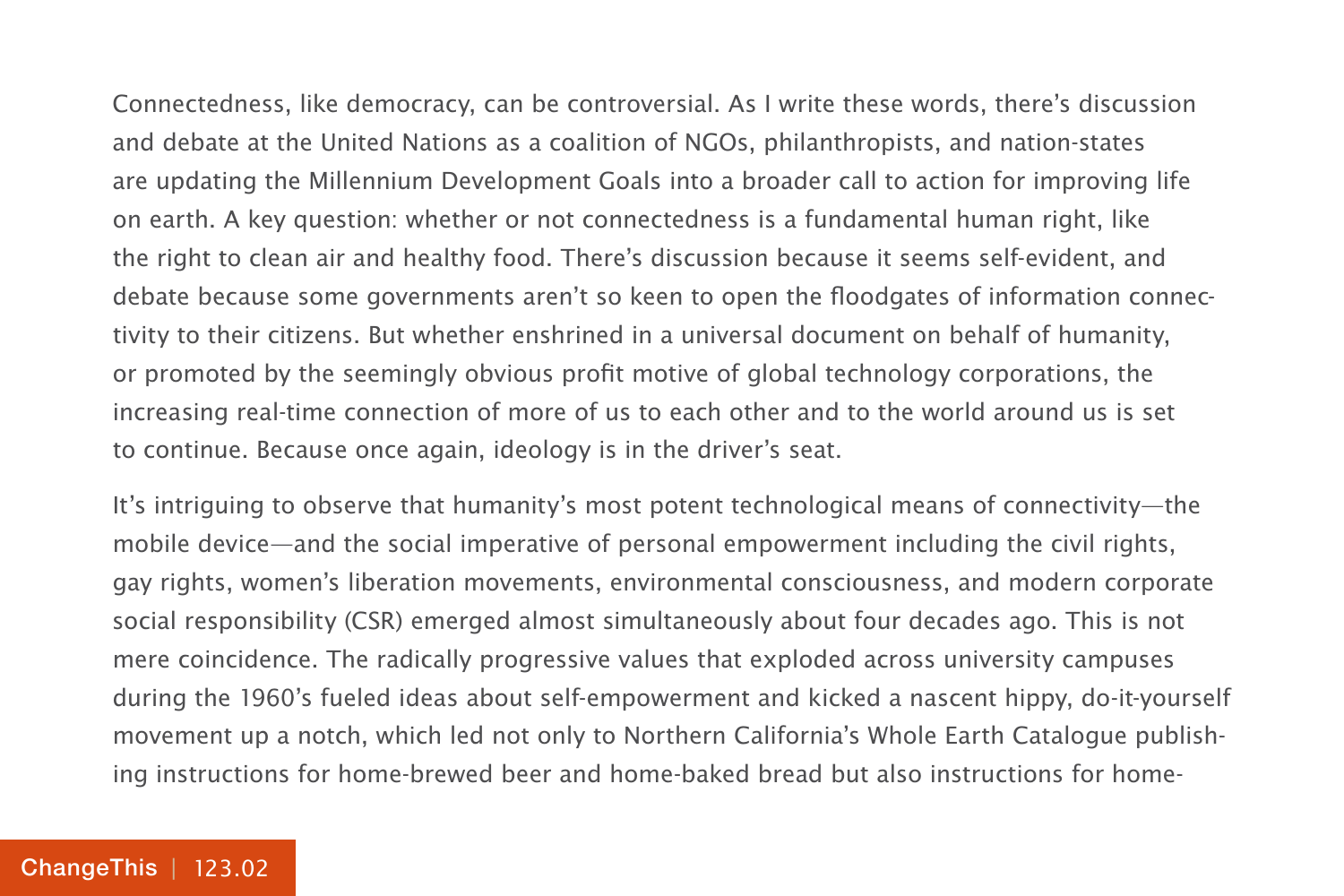Connectedness, like democracy, can be controversial. As I write these words, there's discussion and debate at the United Nations as a coalition of NGOs, philanthropists, and nation-states are updating the Millennium Development Goals into a broader call to action for improving life on earth. A key question: whether or not connectedness is a fundamental human right, like the right to clean air and healthy food. There's discussion because it seems self-evident, and debate because some governments aren't so keen to open the floodgates of information connectivity to their citizens. But whether enshrined in a universal document on behalf of humanity, or promoted by the seemingly obvious profit motive of global technology corporations, the increasing real-time connection of more of us to each other and to the world around us is set to continue. Because once again, ideology is in the driver's seat.

It's intriguing to observe that humanity's most potent technological means of connectivity—the mobile device—and the social imperative of personal empowerment including the civil rights, gay rights, women's liberation movements, environmental consciousness, and modern corporate social responsibility (CSR) emerged almost simultaneously about four decades ago. This is not mere coincidence. The radically progressive values that exploded across university campuses during the 1960's fueled ideas about self-empowerment and kicked a nascent hippy, do-it-yourself movement up a notch, which led not only to Northern California's Whole Earth Catalogue publishing instructions for home-brewed beer and home-baked bread but also instructions for home-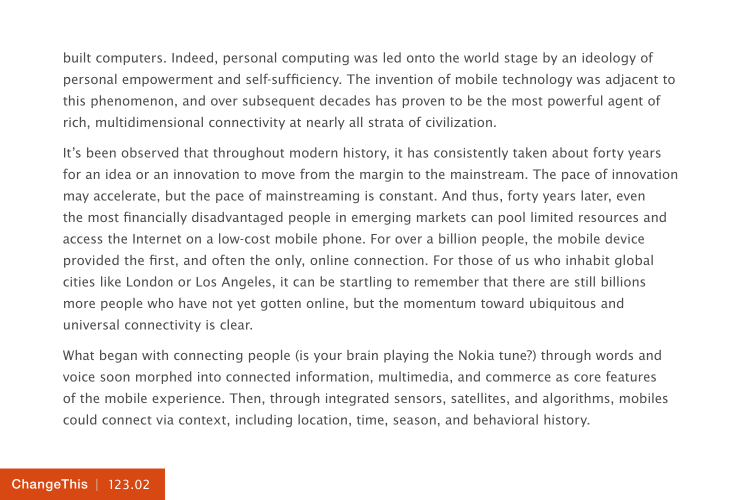built computers. Indeed, personal computing was led onto the world stage by an ideology of personal empowerment and self-sufficiency. The invention of mobile technology was adjacent to this phenomenon, and over subsequent decades has proven to be the most powerful agent of rich, multidimensional connectivity at nearly all strata of civilization.

It's been observed that throughout modern history, it has consistently taken about forty years for an idea or an innovation to move from the margin to the mainstream. The pace of innovation may accelerate, but the pace of mainstreaming is constant. And thus, forty years later, even the most financially disadvantaged people in emerging markets can pool limited resources and access the Internet on a low-cost mobile phone. For over a billion people, the mobile device provided the first, and often the only, online connection. For those of us who inhabit global cities like London or Los Angeles, it can be startling to remember that there are still billions more people who have not yet gotten online, but the momentum toward ubiquitous and universal connectivity is clear.

What began with connecting people (is your brain playing the Nokia tune?) through words and voice soon morphed into connected information, multimedia, and commerce as core features of the mobile experience. Then, through integrated sensors, satellites, and algorithms, mobiles could connect via context, including location, time, season, and behavioral history.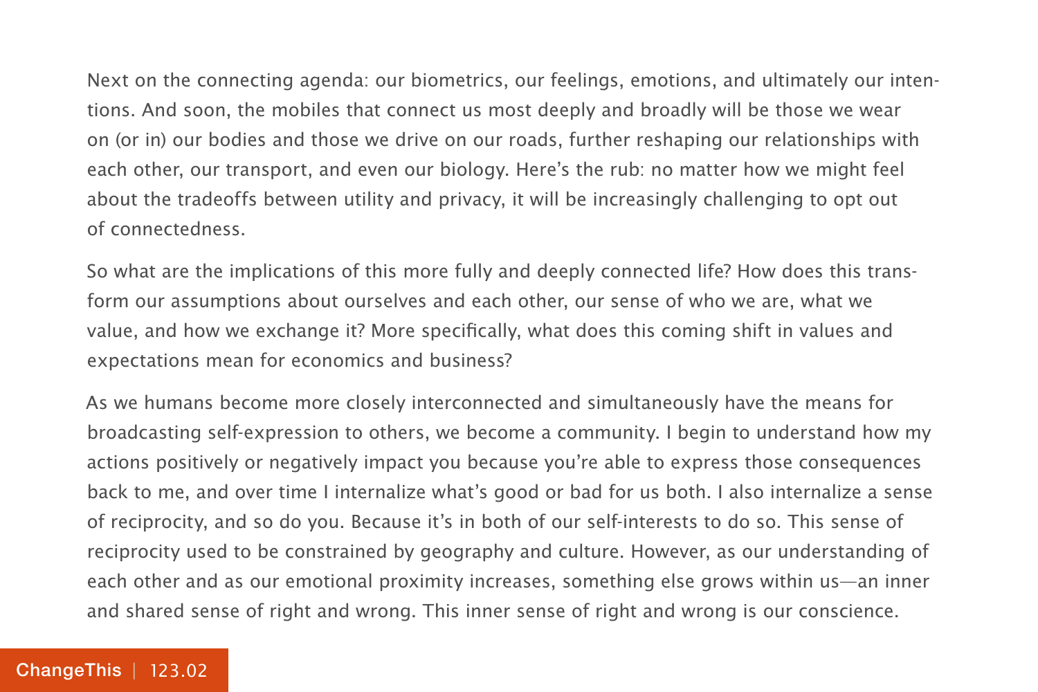Next on the connecting agenda: our biometrics, our feelings, emotions, and ultimately our intentions. And soon, the mobiles that connect us most deeply and broadly will be those we wear on (or in) our bodies and those we drive on our roads, further reshaping our relationships with each other, our transport, and even our biology. Here's the rub: no matter how we might feel about the tradeoffs between utility and privacy, it will be increasingly challenging to opt out of connectedness.

So what are the implications of this more fully and deeply connected life? How does this transform our assumptions about ourselves and each other, our sense of who we are, what we value, and how we exchange it? More specifically, what does this coming shift in values and expectations mean for economics and business?

As we humans become more closely interconnected and simultaneously have the means for broadcasting self-expression to others, we become a community. I begin to understand how my actions positively or negatively impact you because you're able to express those consequences back to me, and over time I internalize what's good or bad for us both. I also internalize a sense of reciprocity, and so do you. Because it's in both of our self-interests to do so. This sense of reciprocity used to be constrained by geography and culture. However, as our understanding of each other and as our emotional proximity increases, something else grows within us—an inner and shared sense of right and wrong. This inner sense of right and wrong is our conscience.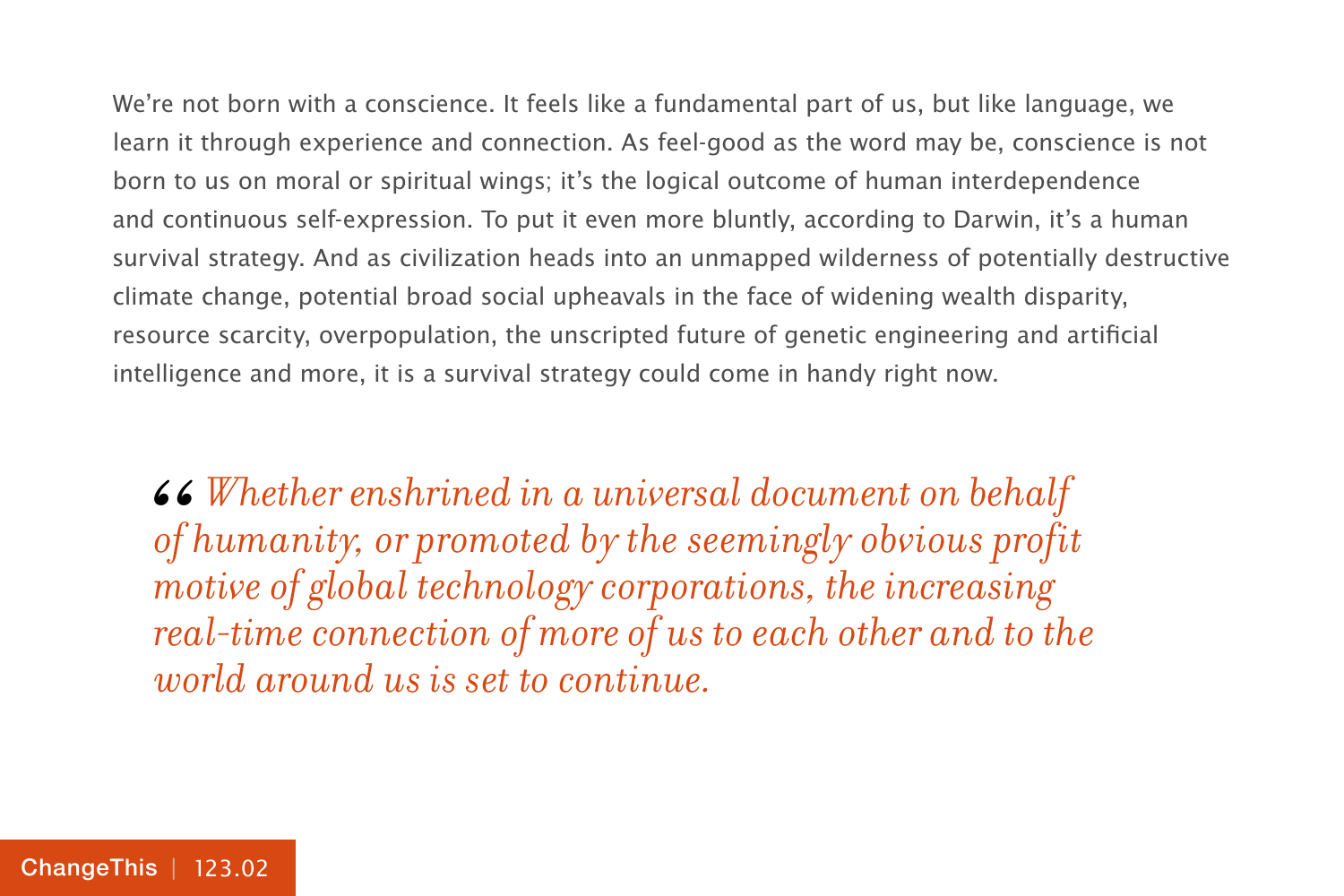We're not born with a conscience. It feels like a fundamental part of us, but like language, we learn it through experience and connection. As feel-good as the word may be, conscience is not born to us on moral or spiritual wings; it's the logical outcome of human interdependence and continuous self-expression. To put it even more bluntly, according to Darwin, it's a human survival strategy. And as civilization heads into an unmapped wilderness of potentially destructive climate change, potential broad social upheavals in the face of widening wealth disparity, resource scarcity, overpopulation, the unscripted future of genetic engineering and artificial intelligence and more, it is a survival strategy could come in handy right now.

> *“Whether enshrined in a universal document on behalf of humanity, or promoted by the seemingly obvious profit motive of global technology corporations, the increasing real-time connection of more of us to each other and to the world around us is set to continue.*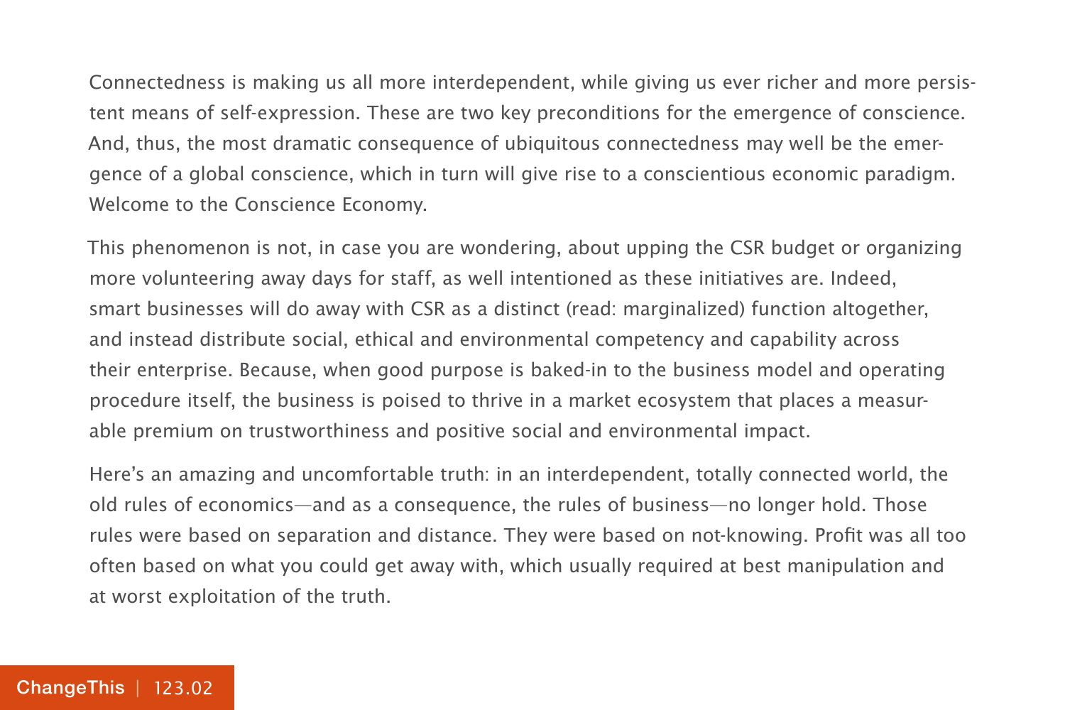Connectedness is making us all more interdependent, while giving us ever richer and more persistent means of self-expression. These are two key preconditions for the emergence of conscience. And, thus, the most dramatic consequence of ubiquitous connectedness may well be the emergence of a global conscience, which in turn will give rise to a conscientious economic paradigm. Welcome to the Conscience Economy.

This phenomenon is not, in case you are wondering, about upping the CSR budget or organizing more volunteering away days for staff, as well intentioned as these initiatives are. Indeed, smart businesses will do away with CSR as a distinct (read: marginalized) function altogether, and instead distribute social, ethical and environmental competency and capability across their enterprise. Because, when good purpose is baked-in to the business model and operating procedure itself, the business is poised to thrive in a market ecosystem that places a measurable premium on trustworthiness and positive social and environmental impact.

Here's an amazing and uncomfortable truth: in an interdependent, totally connected world, the old rules of economics—and as a consequence, the rules of business—no longer hold. Those rules were based on separation and distance. They were based on not-knowing. Profit was all too often based on what you could get away with, which usually required at best manipulation and at worst exploitation of the truth.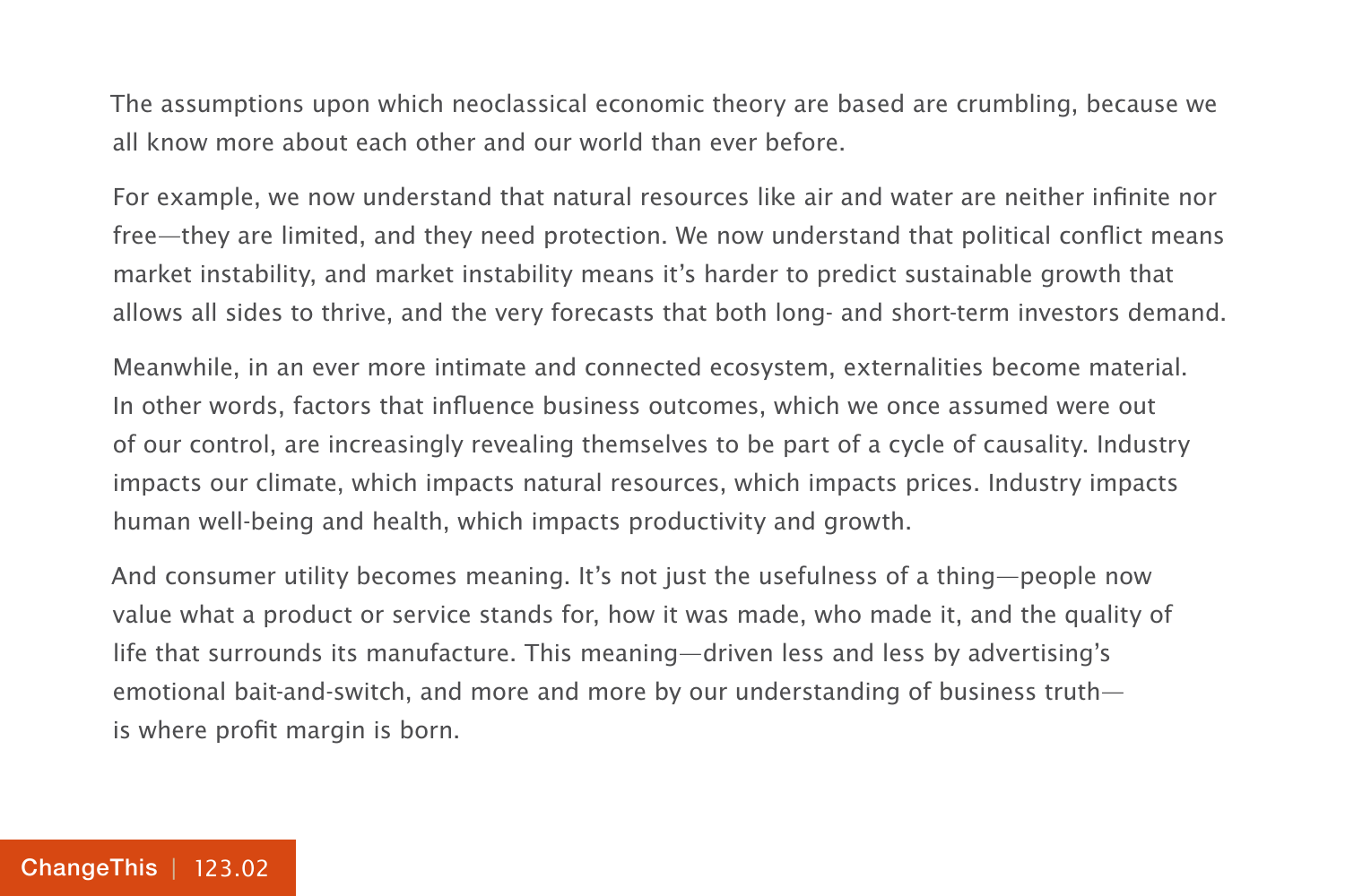The assumptions upon which neoclassical economic theory are based are crumbling, because we all know more about each other and our world than ever before.

For example, we now understand that natural resources like air and water are neither infinite nor free—they are limited, and they need protection. We now understand that political conflict means market instability, and market instability means it's harder to predict sustainable growth that allows all sides to thrive, and the very forecasts that both long- and short-term investors demand.

Meanwhile, in an ever more intimate and connected ecosystem, externalities become material. In other words, factors that influence business outcomes, which we once assumed were out of our control, are increasingly revealing themselves to be part of a cycle of causality. Industry impacts our climate, which impacts natural resources, which impacts prices. Industry impacts human well-being and health, which impacts productivity and growth.

And consumer utility becomes meaning. It's not just the usefulness of a thing—people now value what a product or service stands for, how it was made, who made it, and the quality of life that surrounds its manufacture. This meaning—driven less and less by advertising's emotional bait-and-switch, and more and more by our understanding of business truth—is where profit margin is born.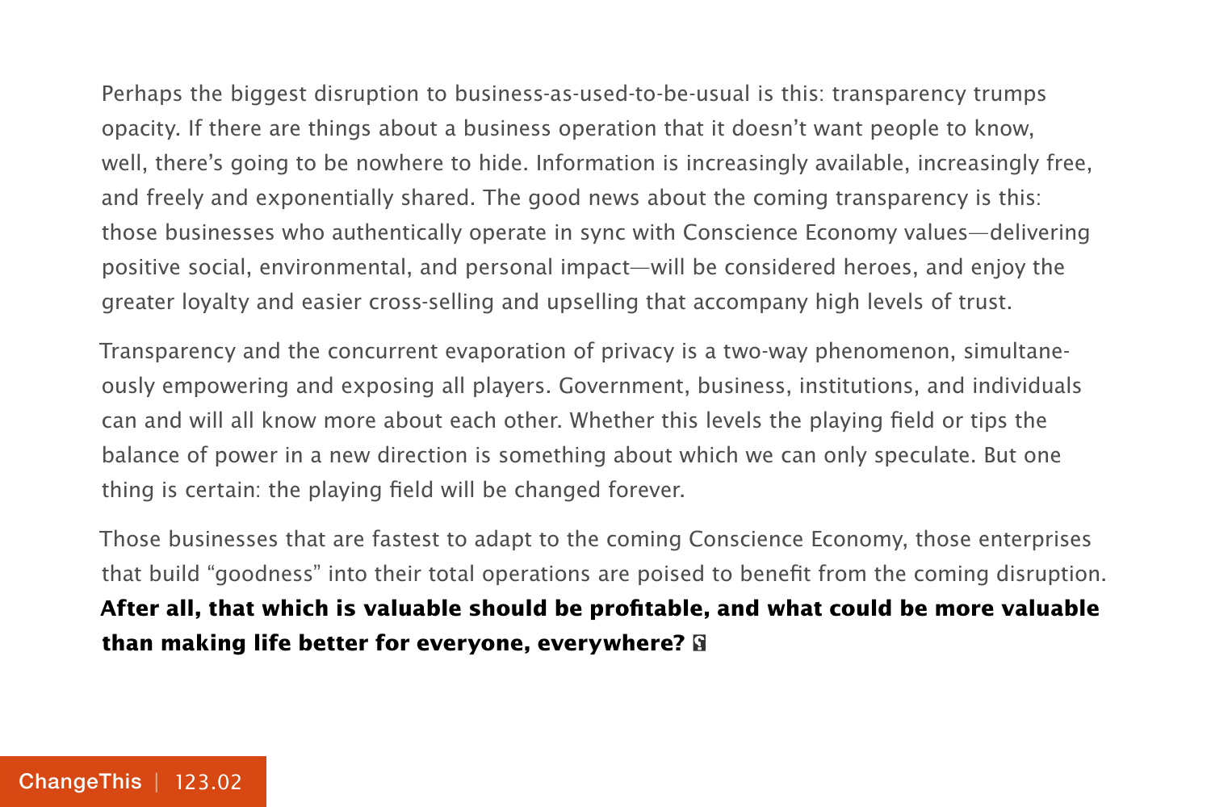Perhaps the biggest disruption to business-as-used-to-be-usual is this: transparency trumps opacity. If there are things about a business operation that it doesn't want people to know, well, there's going to be nowhere to hide. Information is increasingly available, increasingly free, and freely and exponentially shared. The good news about the coming transparency is this: those businesses who authentically operate in sync with Conscience Economy values—delivering positive social, environmental, and personal impact—will be considered heroes, and enjoy the greater loyalty and easier cross-selling and upselling that accompany high levels of trust.

Transparency and the concurrent evaporation of privacy is a two-way phenomenon, simultaneously empowering and exposing all players. Government, business, institutions, and individuals can and will all know more about each other. Whether this levels the playing field or tips the balance of power in a new direction is something about which we can only speculate. But one thing is certain: the playing field will be changed forever.

Those businesses that are fastest to adapt to the coming Conscience Economy, those enterprises that build "goodness" into their total operations are poised to benefit from the coming disruption. **After all, that which is valuable should be profitable, and what could be more valuable than making life better for everyone, everywhere?**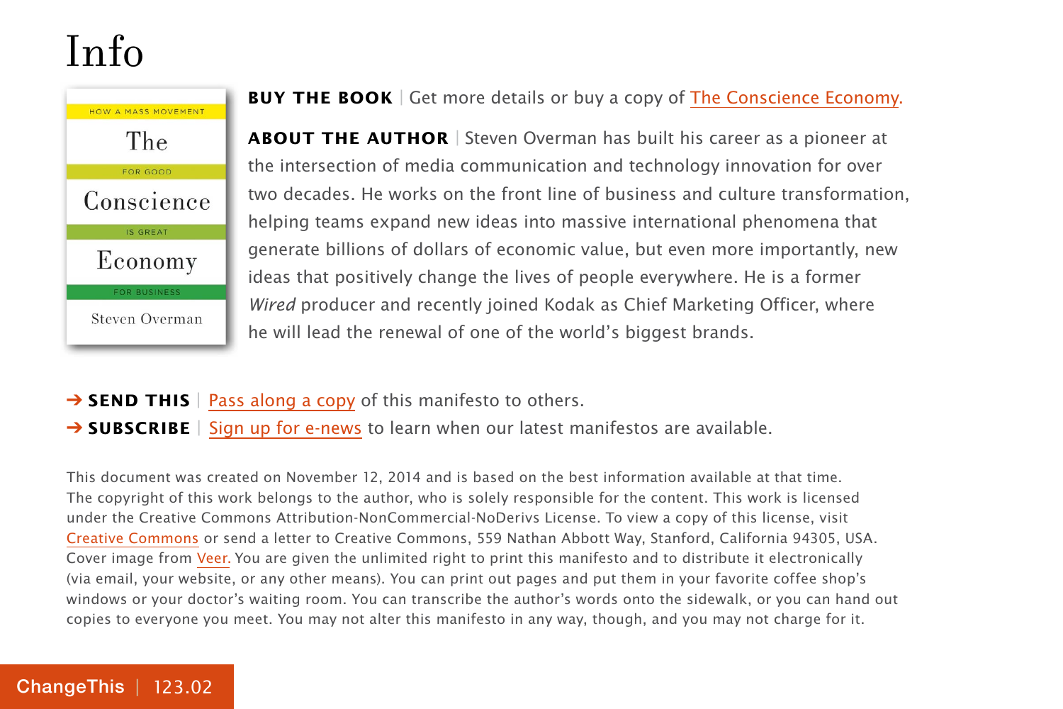# Info

**BUY THE BOOK** | Get more details or buy a copy of The Conscience Economy.

**ABOUT THE AUTHOR** | Steven Overman has built his career as a pioneer at the intersection of media communication and technology innovation for over two decades. He works on the front line of business and culture transformation, helping teams expand new ideas into massive international phenomena that generate billions of dollars of economic value, but even more importantly, new ideas that positively change the lives of people everywhere. He is a former *Wired* producer and recently joined Kodak as Chief Marketing Officer, where he will lead the renewal of one of the world's biggest brands.

→ **SEND THIS** | Pass along a copy of this manifesto to others.

→ **SUBSCRIBE** | Sign up for e-news to learn when our latest manifestos are available.

This document was created on November 12, 2014 and is based on the best information available at that time. The copyright of this work belongs to the author, who is solely responsible for the content. This work is licensed under the Creative Commons Attribution-NonCommercial-NoDerivs License. To view a copy of this license, visit Creative Commons or send a letter to Creative Commons, 559 Nathan Abbott Way, Stanford, California 94305, USA. Cover image from Veer. You are given the unlimited right to print this manifesto and to distribute it electronically (via email, your website, or any other means). You can print out pages and put them in your favorite coffee shop's windows or your doctor's waiting room. You can transcribe the author's words onto the sidewalk, or you can hand out copies to everyone you meet. You may not alter this manifesto in any way, though, and you may not charge for it.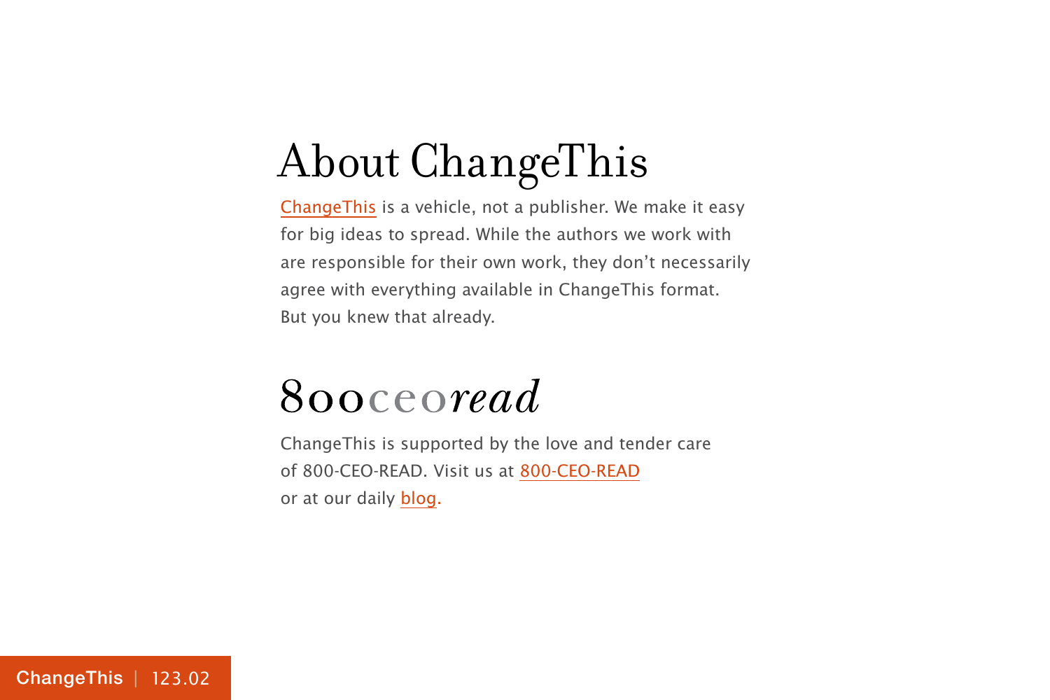# About ChangeThis

ChangeThis is a vehicle, not a publisher. We make it easy for big ideas to spread. While the authors we work with are responsible for their own work, they don't necessarily agree with everything available in ChangeThis format. But you knew that already.

# 800ceoread

ChangeThis is supported by the love and tender care of 800-CEO-READ. Visit us at 800-CEO-READ or at our daily blog.